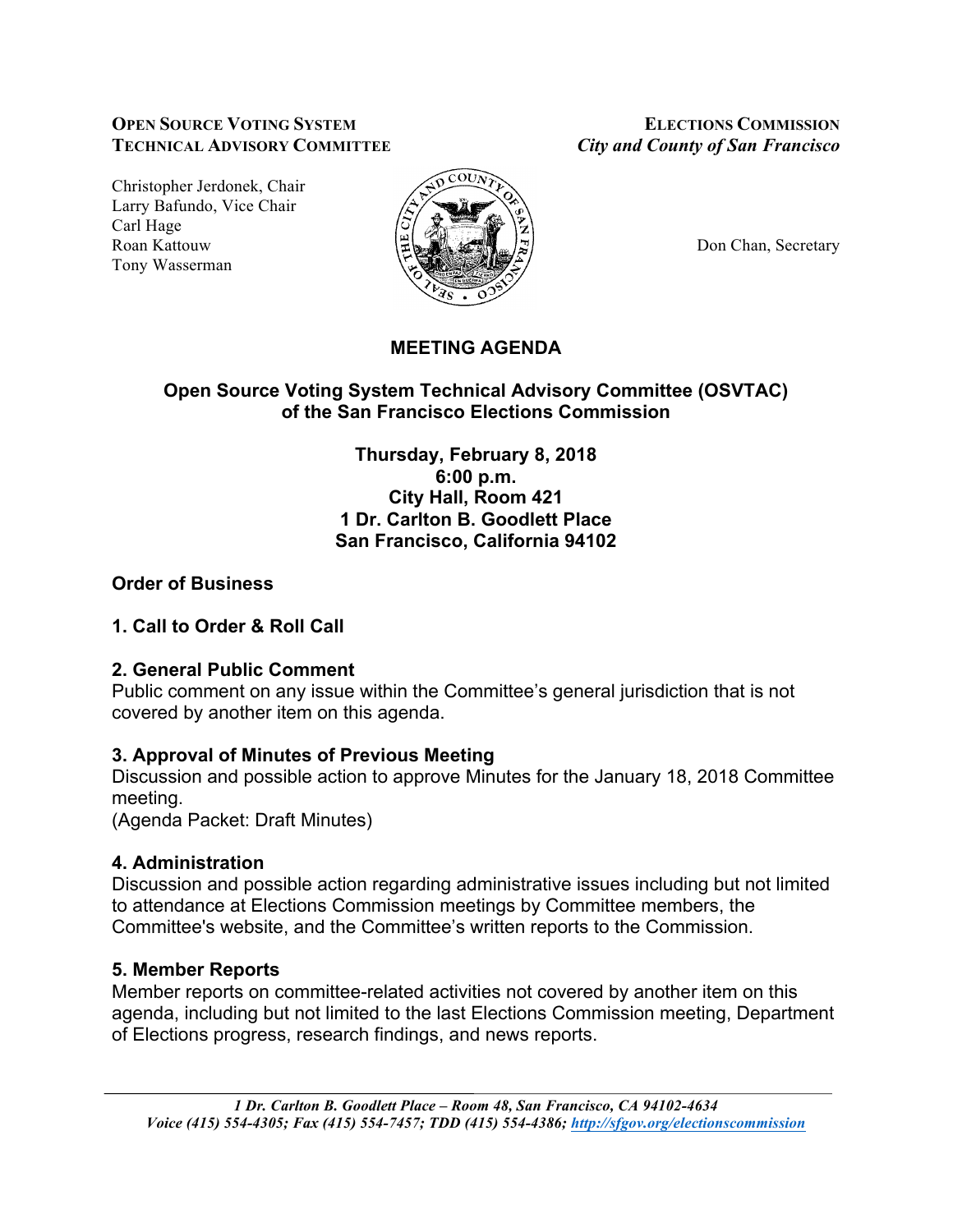**OPEN SOURCE VOTING SYSTEM TECHNICAL ADVISORY COMMITTEE**

**ELECTIONS COMMISSION**
*City and County of San Francisco*

Christopher Jerdonek, Chair
Larry Bafundo, Vice Chair
Carl Hage
Roan Kattouw
Tony Wasserman

Don Chan, Secretary

# MEETING AGENDA

## Open Source Voting System Technical Advisory Committee (OSVTAC) of the San Francisco Elections Commission

**Thursday, February 8, 2018**
**6:00 p.m.**
**City Hall, Room 421**
**1 Dr. Carlton B. Goodlett Place**
**San Francisco, California 94102**

### Order of Business

### 1. Call to Order & Roll Call

### 2. General Public Comment

Public comment on any issue within the Committee's general jurisdiction that is not covered by another item on this agenda.

### 3. Approval of Minutes of Previous Meeting

Discussion and possible action to approve Minutes for the January 18, 2018 Committee meeting.
(Agenda Packet: Draft Minutes)

### 4. Administration

Discussion and possible action regarding administrative issues including but not limited to attendance at Elections Commission meetings by Committee members, the Committee's website, and the Committee's written reports to the Commission.

### 5. Member Reports

Member reports on committee-related activities not covered by another item on this agenda, including but not limited to the last Elections Commission meeting, Department of Elections progress, research findings, and news reports.

*1 Dr. Carlton B. Goodlett Place – Room 48, San Francisco, CA 94102-4634*
*Voice (415) 554-4305; Fax (415) 554-7457; TDD (415) 554-4386; http://sfgov.org/electionscommission*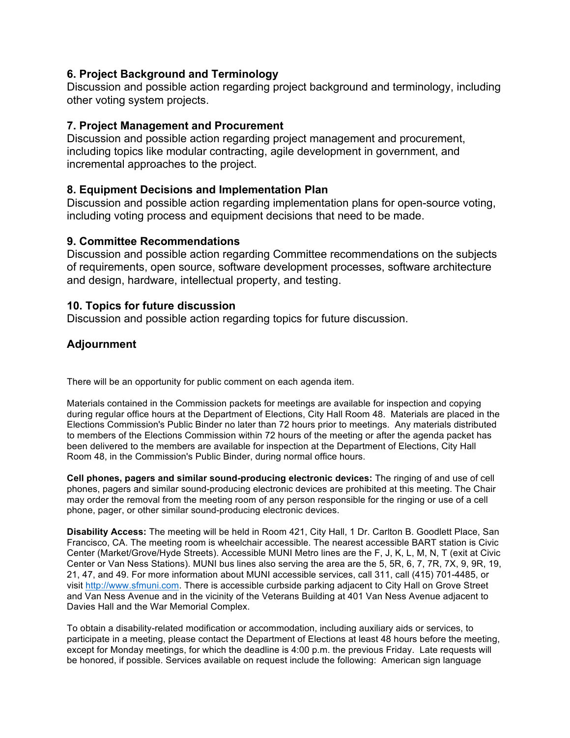### 6. Project Background and Terminology

Discussion and possible action regarding project background and terminology, including other voting system projects.

### 7. Project Management and Procurement

Discussion and possible action regarding project management and procurement, including topics like modular contracting, agile development in government, and incremental approaches to the project.

### 8. Equipment Decisions and Implementation Plan

Discussion and possible action regarding implementation plans for open-source voting, including voting process and equipment decisions that need to be made.

### 9. Committee Recommendations

Discussion and possible action regarding Committee recommendations on the subjects of requirements, open source, software development processes, software architecture and design, hardware, intellectual property, and testing.

### 10. Topics for future discussion

Discussion and possible action regarding topics for future discussion.

### Adjournment

There will be an opportunity for public comment on each agenda item.

Materials contained in the Commission packets for meetings are available for inspection and copying during regular office hours at the Department of Elections, City Hall Room 48. Materials are placed in the Elections Commission's Public Binder no later than 72 hours prior to meetings. Any materials distributed to members of the Elections Commission within 72 hours of the meeting or after the agenda packet has been delivered to the members are available for inspection at the Department of Elections, City Hall Room 48, in the Commission's Public Binder, during normal office hours.

**Cell phones, pagers and similar sound-producing electronic devices:** The ringing of and use of cell phones, pagers and similar sound-producing electronic devices are prohibited at this meeting. The Chair may order the removal from the meeting room of any person responsible for the ringing or use of a cell phone, pager, or other similar sound-producing electronic devices.

**Disability Access:** The meeting will be held in Room 421, City Hall, 1 Dr. Carlton B. Goodlett Place, San Francisco, CA. The meeting room is wheelchair accessible. The nearest accessible BART station is Civic Center (Market/Grove/Hyde Streets). Accessible MUNI Metro lines are the F, J, K, L, M, N, T (exit at Civic Center or Van Ness Stations). MUNI bus lines also serving the area are the 5, 5R, 6, 7, 7R, 7X, 9, 9R, 19, 21, 47, and 49. For more information about MUNI accessible services, call 311, call (415) 701-4485, or visit [http://www.sfmuni.com](http://www.sfmuni.com). There is accessible curbside parking adjacent to City Hall on Grove Street and Van Ness Avenue and in the vicinity of the Veterans Building at 401 Van Ness Avenue adjacent to Davies Hall and the War Memorial Complex.

To obtain a disability-related modification or accommodation, including auxiliary aids or services, to participate in a meeting, please contact the Department of Elections at least 48 hours before the meeting, except for Monday meetings, for which the deadline is 4:00 p.m. the previous Friday. Late requests will be honored, if possible. Services available on request include the following: American sign language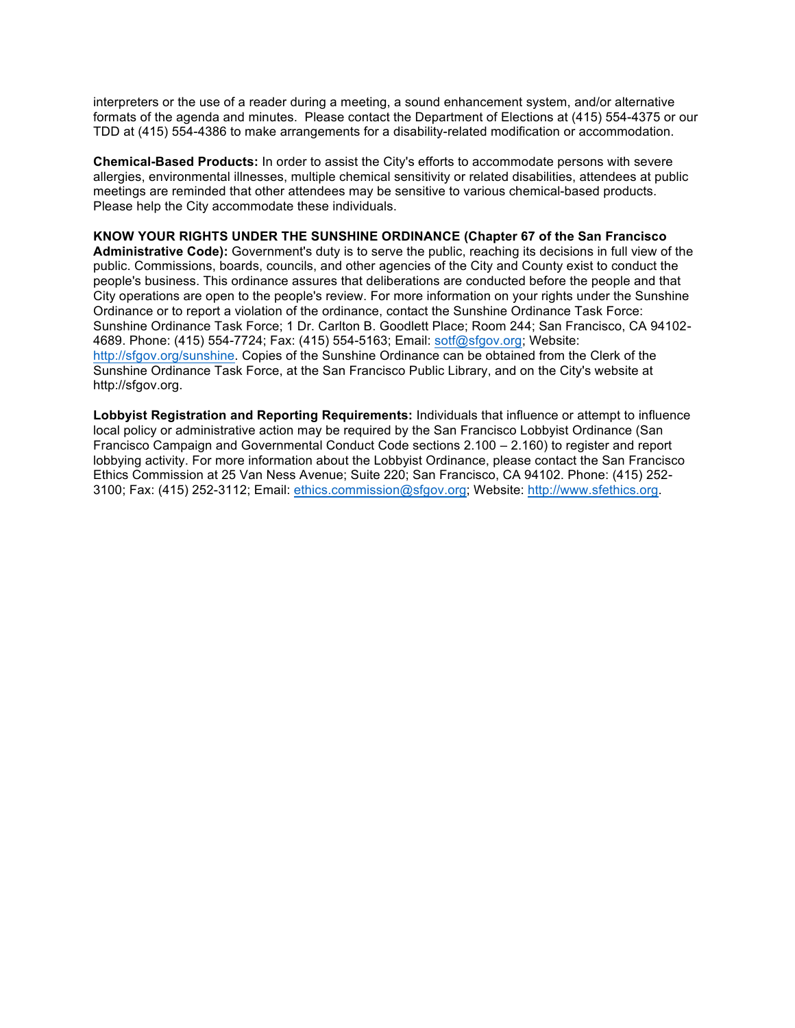interpreters or the use of a reader during a meeting, a sound enhancement system, and/or alternative formats of the agenda and minutes. Please contact the Department of Elections at (415) 554-4375 or our TDD at (415) 554-4386 to make arrangements for a disability-related modification or accommodation.

**Chemical-Based Products:** In order to assist the City's efforts to accommodate persons with severe allergies, environmental illnesses, multiple chemical sensitivity or related disabilities, attendees at public meetings are reminded that other attendees may be sensitive to various chemical-based products. Please help the City accommodate these individuals.

**KNOW YOUR RIGHTS UNDER THE SUNSHINE ORDINANCE (Chapter 67 of the San Francisco Administrative Code):** Government's duty is to serve the public, reaching its decisions in full view of the public. Commissions, boards, councils, and other agencies of the City and County exist to conduct the people's business. This ordinance assures that deliberations are conducted before the people and that City operations are open to the people's review. For more information on your rights under the Sunshine Ordinance or to report a violation of the ordinance, contact the Sunshine Ordinance Task Force: Sunshine Ordinance Task Force; 1 Dr. Carlton B. Goodlett Place; Room 244; San Francisco, CA 94102-4689. Phone: (415) 554-7724; Fax: (415) 554-5163; Email: sotf@sfgov.org; Website: http://sfgov.org/sunshine. Copies of the Sunshine Ordinance can be obtained from the Clerk of the Sunshine Ordinance Task Force, at the San Francisco Public Library, and on the City's website at http://sfgov.org.

**Lobbyist Registration and Reporting Requirements:** Individuals that influence or attempt to influence local policy or administrative action may be required by the San Francisco Lobbyist Ordinance (San Francisco Campaign and Governmental Conduct Code sections 2.100 – 2.160) to register and report lobbying activity. For more information about the Lobbyist Ordinance, please contact the San Francisco Ethics Commission at 25 Van Ness Avenue; Suite 220; San Francisco, CA 94102. Phone: (415) 252-3100; Fax: (415) 252-3112; Email: ethics.commission@sfgov.org; Website: http://www.sfethics.org.